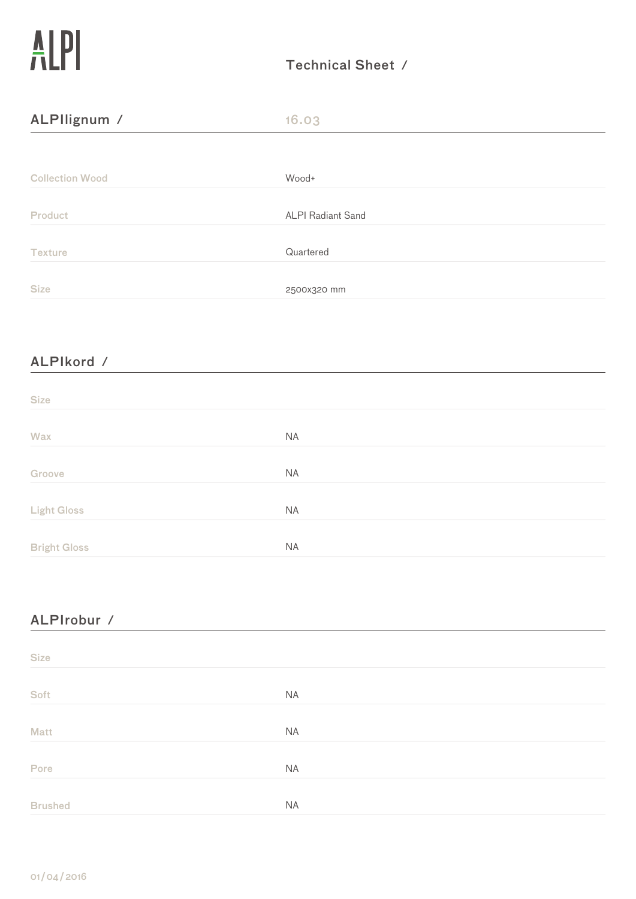ALPI

Technical Sheet /

## ALPIlignum / 16.03

| | |
|---|---|
| Collection Wood | Wood+ |
| Product | ALPI Radiant Sand |
| Texture | Quartered |
| Size | 2500x320 mm |

## ALPIkord /

| | |
|---|---|
| Size | |
| Wax | NA |
| Groove | NA |
| Light Gloss | NA |
| Bright Gloss | NA |

## ALPIrobur /

| | |
|---|---|
| Size | |
| Soft | NA |
| Matt | NA |
| Pore | NA |
| Brushed | NA |

01/04/2016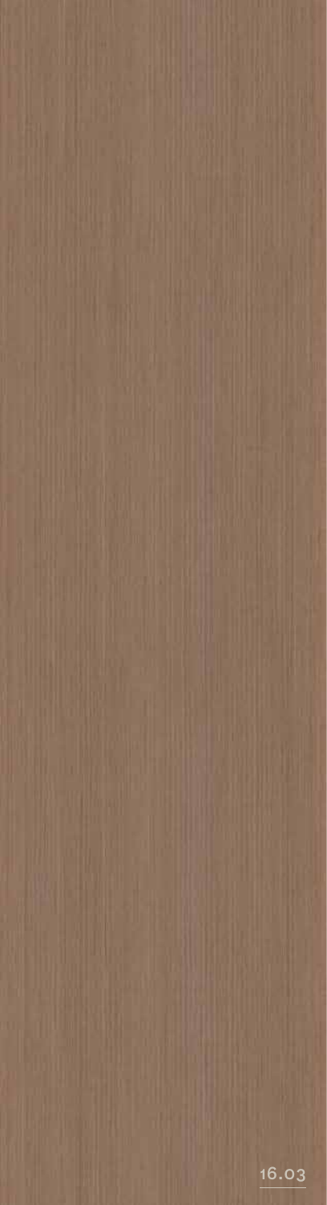16.03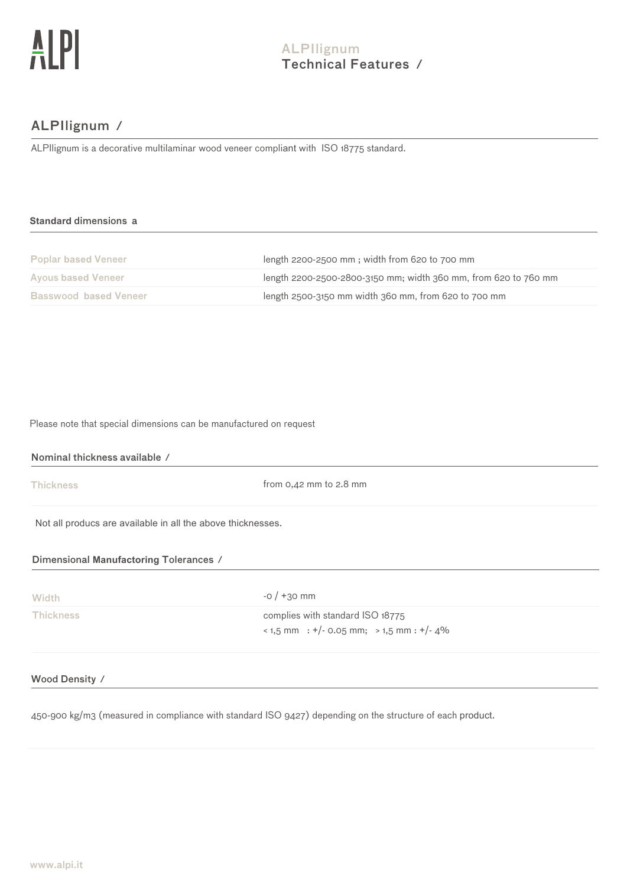ALPI

ALPIlignum
Technical Features /

## ALPIlignum /

ALPIlignum is a decorative multilaminar wood veneer compliant with ISO 18775 standard.

### Standard dimensions a

| | |
|---|---|
| Poplar based Veneer | length 2200-2500 mm ; width from 620 to 700 mm |
| Ayous based Veneer | length 2200-2500-2800-3150 mm; width 360 mm, from 620 to 760 mm |
| Basswood based Veneer | length 2500-3150 mm width 360 mm, from 620 to 700 mm |

Please note that special dimensions can be manufactured on request

### Nominal thickness available /

| | |
|---|---|
| Thickness | from 0,42 mm to 2.8 mm |

Not all producs are available in all the above thicknesses.

### Dimensional Manufactoring Tolerances /

| | |
|---|---|
| Width | -0 / +30 mm |
| Thickness | complies with standard ISO 18775<br>< 1,5 mm : +/- 0.05 mm; > 1,5 mm : +/- 4% |

### Wood Density /

450-900 kg/m3 (measured in compliance with standard ISO 9427) depending on the structure of each product.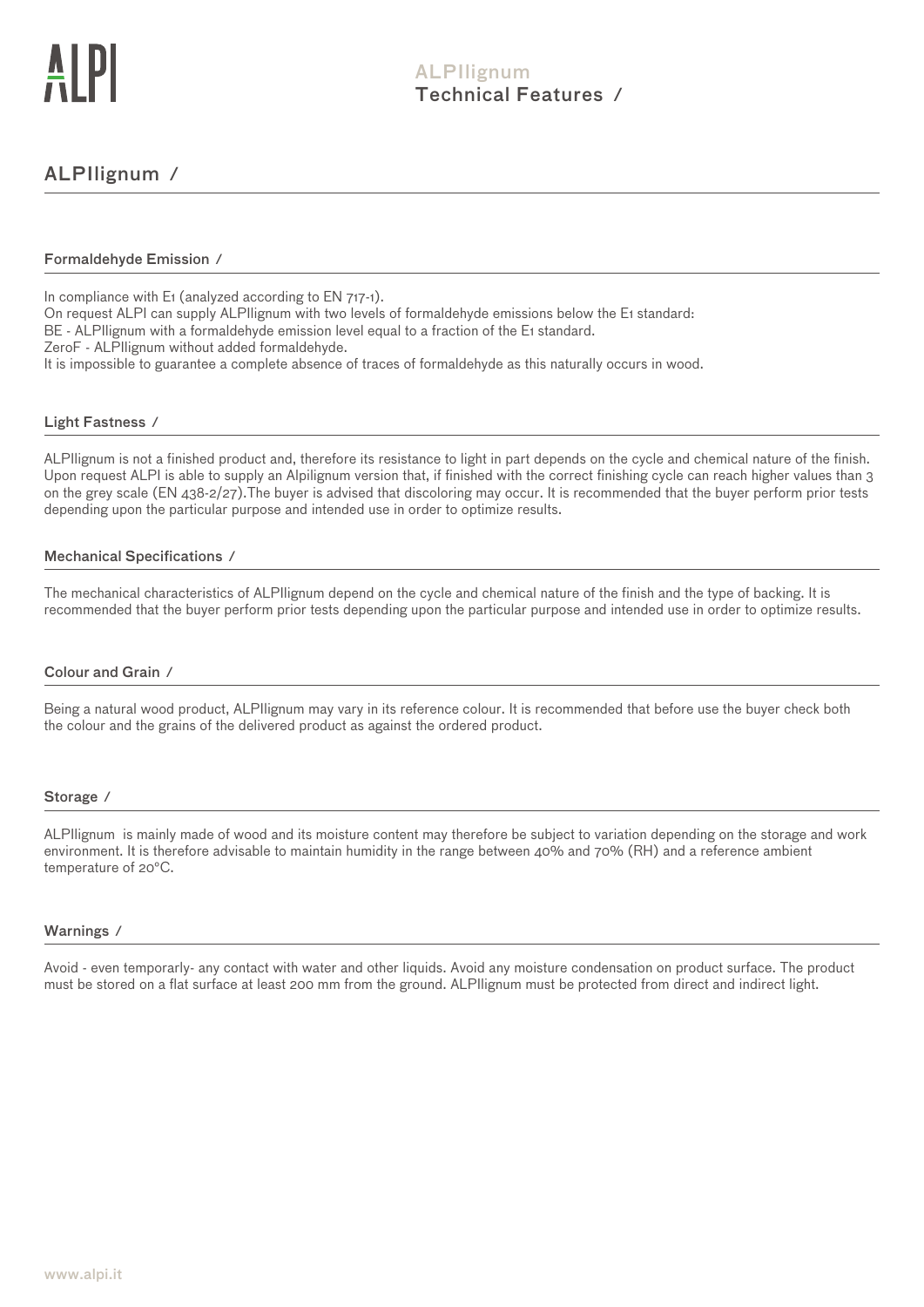# ALPIlignum /

### Formaldehyde Emission /

In compliance with E1 (analyzed according to EN 717-1).
On request ALPI can supply ALPIlignum with two levels of formaldehyde emissions below the E1 standard:
BE - ALPIlignum with a formaldehyde emission level equal to a fraction of the E1 standard.
ZeroF - ALPIlignum without added formaldehyde.
It is impossible to guarantee a complete absence of traces of formaldehyde as this naturally occurs in wood.

### Light Fastness /

ALPIlignum is not a finished product and, therefore its resistance to light in part depends on the cycle and chemical nature of the finish. Upon request ALPI is able to supply an Alpilignum version that, if finished with the correct finishing cycle can reach higher values than 3 on the grey scale (EN 438-2/27).The buyer is advised that discoloring may occur. It is recommended that the buyer perform prior tests depending upon the particular purpose and intended use in order to optimize results.

### Mechanical Specifications /

The mechanical characteristics of ALPIlignum depend on the cycle and chemical nature of the finish and the type of backing. It is recommended that the buyer perform prior tests depending upon the particular purpose and intended use in order to optimize results.

### Colour and Grain /

Being a natural wood product, ALPIlignum may vary in its reference colour. It is recommended that before use the buyer check both the colour and the grains of the delivered product as against the ordered product.

### Storage /

ALPIlignum is mainly made of wood and its moisture content may therefore be subject to variation depending on the storage and work environment. It is therefore advisable to maintain humidity in the range between 40% and 70% (RH) and a reference ambient temperature of 20°C.

### Warnings /

Avoid - even temporarly- any contact with water and other liquids. Avoid any moisture condensation on product surface. The product must be stored on a flat surface at least 200 mm from the ground. ALPIlignum must be protected from direct and indirect light.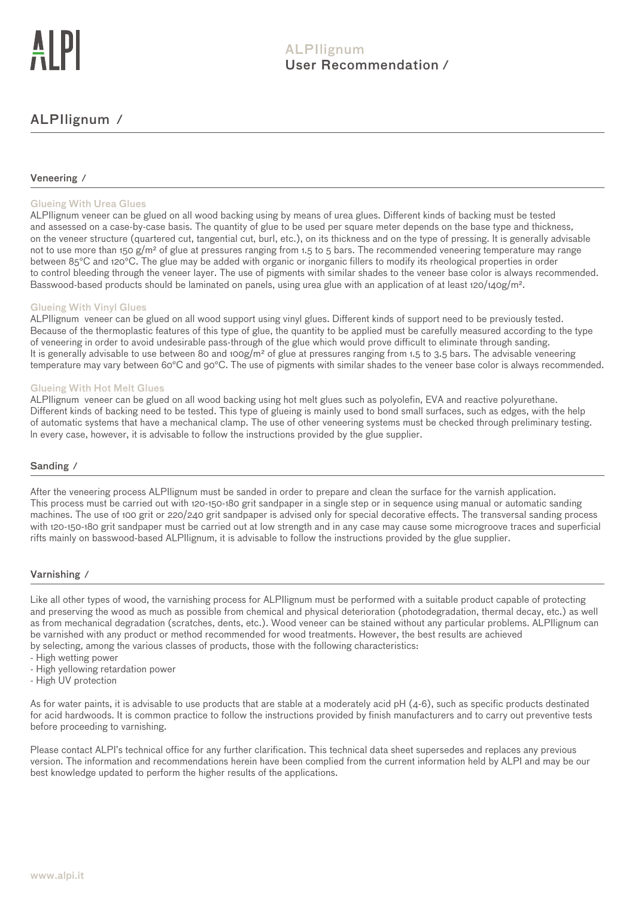# ALPIlignum /

## Veneering /

### Glueing With Urea Glues

ALPIlignum veneer can be glued on all wood backing using by means of urea glues. Different kinds of backing must be tested and assessed on a case-by-case basis. The quantity of glue to be used per square meter depends on the base type and thickness, on the veneer structure (quartered cut, tangential cut, burl, etc.), on its thickness and on the type of pressing. It is generally advisable not to use more than 150 g/m² of glue at pressures ranging from 1.5 to 5 bars. The recommended veneering temperature may range between 85°C and 120°C. The glue may be added with organic or inorganic fillers to modify its rheological properties in order to control bleeding through the veneer layer. The use of pigments with similar shades to the veneer base color is always recommended. Basswood-based products should be laminated on panels, using urea glue with an application of at least 120/140g/m².

### Glueing With Vinyl Glues

ALPIlignum veneer can be glued on all wood support using vinyl glues. Different kinds of support need to be previously tested. Because of the thermoplastic features of this type of glue, the quantity to be applied must be carefully measured according to the type of veneering in order to avoid undesirable pass-through of the glue which would prove difficult to eliminate through sanding. It is generally advisable to use between 80 and 100g/m² of glue at pressures ranging from 1.5 to 3.5 bars. The advisable veneering temperature may vary between 60°C and 90°C. The use of pigments with similar shades to the veneer base color is always recommended.

### Glueing With Hot Melt Glues

ALPIlignum veneer can be glued on all wood backing using hot melt glues such as polyolefin, EVA and reactive polyurethane. Different kinds of backing need to be tested. This type of glueing is mainly used to bond small surfaces, such as edges, with the help of automatic systems that have a mechanical clamp. The use of other veneering systems must be checked through preliminary testing. In every case, however, it is advisable to follow the instructions provided by the glue supplier.

## Sanding /

After the veneering process ALPIlignum must be sanded in order to prepare and clean the surface for the varnish application. This process must be carried out with 120-150-180 grit sandpaper in a single step or in sequence using manual or automatic sanding machines. The use of 100 grit or 220/240 grit sandpaper is advised only for special decorative effects. The transversal sanding process with 120-150-180 grit sandpaper must be carried out at low strength and in any case may cause some microgroove traces and superficial rifts mainly on basswood-based ALPIlignum, it is advisable to follow the instructions provided by the glue supplier.

## Varnishing /

Like all other types of wood, the varnishing process for ALPIlignum must be performed with a suitable product capable of protecting and preserving the wood as much as possible from chemical and physical deterioration (photodegradation, thermal decay, etc.) as well as from mechanical degradation (scratches, dents, etc.). Wood veneer can be stained without any particular problems. ALPIlignum can be varnished with any product or method recommended for wood treatments. However, the best results are achieved by selecting, among the various classes of products, those with the following characteristics:

- High wetting power
- High yellowing retardation power
- High UV protection

As for water paints, it is advisable to use products that are stable at a moderately acid pH (4-6), such as specific products destinated for acid hardwoods. It is common practice to follow the instructions provided by finish manufacturers and to carry out preventive tests before proceeding to varnishing.

Please contact ALPI's technical office for any further clarification. This technical data sheet supersedes and replaces any previous version. The information and recommendations herein have been complied from the current information held by ALPI and may be our best knowledge updated to perform the higher results of the applications.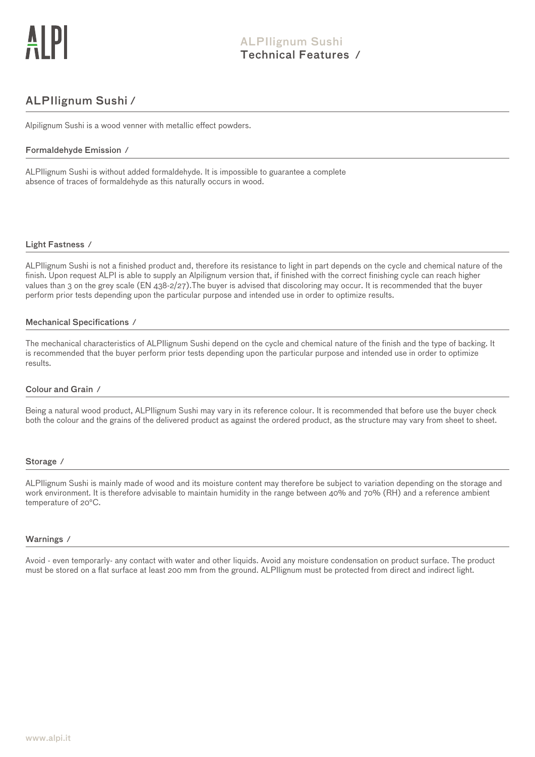# ALPIlignum Sushi /

Alpilignum Sushi is a wood venner with metallic effect powders.

## Formaldehyde Emission /

ALPIlignum Sushi is without added formaldehyde. It is impossible to guarantee a complete absence of traces of formaldehyde as this naturally occurs in wood.

## Light Fastness /

ALPIlignum Sushi is not a finished product and, therefore its resistance to light in part depends on the cycle and chemical nature of the finish. Upon request ALPI is able to supply an Alpilignum version that, if finished with the correct finishing cycle can reach higher values than 3 on the grey scale (EN 438-2/27).The buyer is advised that discoloring may occur. It is recommended that the buyer perform prior tests depending upon the particular purpose and intended use in order to optimize results.

## Mechanical Specifications /

The mechanical characteristics of ALPIlignum Sushi depend on the cycle and chemical nature of the finish and the type of backing. It is recommended that the buyer perform prior tests depending upon the particular purpose and intended use in order to optimize results.

## Colour and Grain /

Being a natural wood product, ALPIlignum Sushi may vary in its reference colour. It is recommended that before use the buyer check both the colour and the grains of the delivered product as against the ordered product, as the structure may vary from sheet to sheet.

## Storage /

ALPIlignum Sushi is mainly made of wood and its moisture content may therefore be subject to variation depending on the storage and work environment. It is therefore advisable to maintain humidity in the range between 40% and 70% (RH) and a reference ambient temperature of 20°C.

## Warnings /

Avoid - even temporarly- any contact with water and other liquids. Avoid any moisture condensation on product surface. The product must be stored on a flat surface at least 200 mm from the ground. ALPIlignum must be protected from direct and indirect light.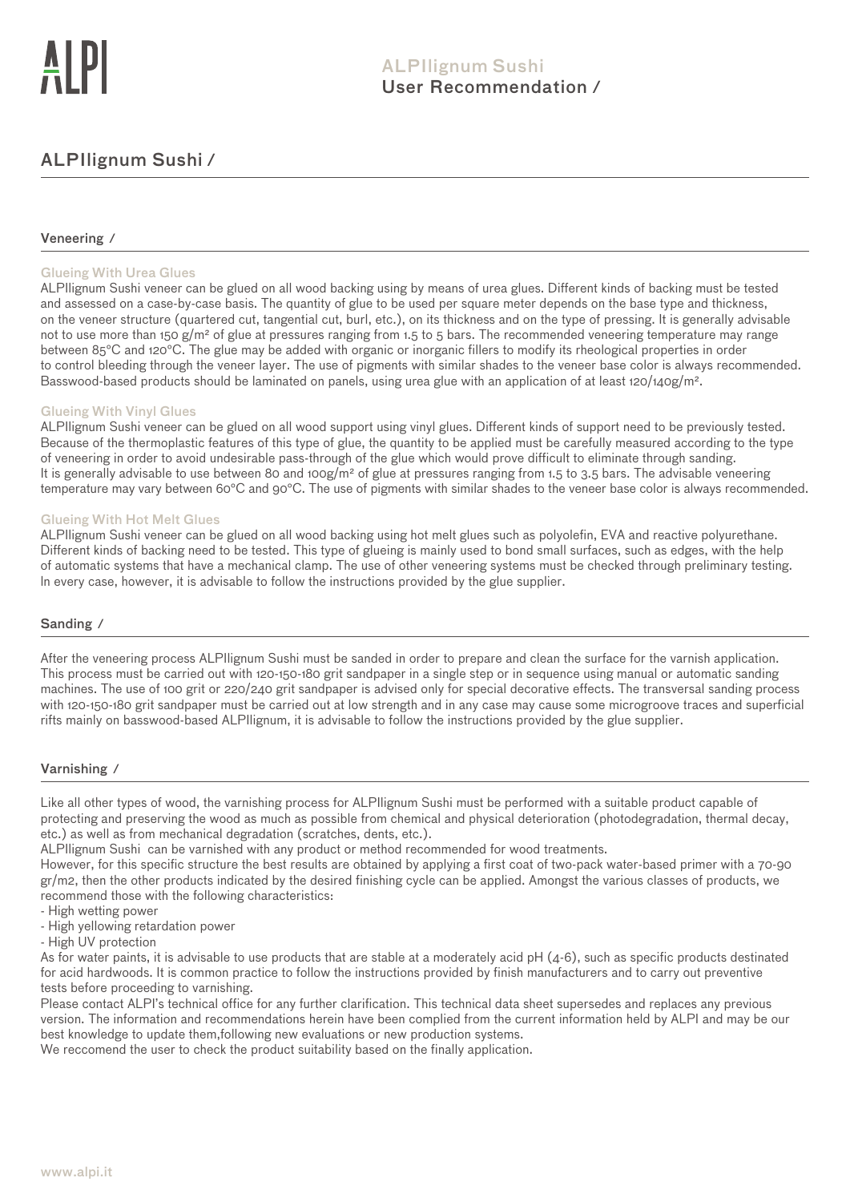# ALPIlignum Sushi /

## Veneering /

### Glueing With Urea Glues

ALPIlignum Sushi veneer can be glued on all wood backing using by means of urea glues. Different kinds of backing must be tested and assessed on a case-by-case basis. The quantity of glue to be used per square meter depends on the base type and thickness, on the veneer structure (quartered cut, tangential cut, burl, etc.), on its thickness and on the type of pressing. It is generally advisable not to use more than 150 g/m² of glue at pressures ranging from 1.5 to 5 bars. The recommended veneering temperature may range between 85°C and 120°C. The glue may be added with organic or inorganic fillers to modify its rheological properties in order to control bleeding through the veneer layer. The use of pigments with similar shades to the veneer base color is always recommended. Basswood-based products should be laminated on panels, using urea glue with an application of at least 120/140g/m².

### Glueing With Vinyl Glues

ALPIlignum Sushi veneer can be glued on all wood support using vinyl glues. Different kinds of support need to be previously tested. Because of the thermoplastic features of this type of glue, the quantity to be applied must be carefully measured according to the type of veneering in order to avoid undesirable pass-through of the glue which would prove difficult to eliminate through sanding. It is generally advisable to use between 80 and 100g/m² of glue at pressures ranging from 1.5 to 3.5 bars. The advisable veneering temperature may vary between 60°C and 90°C. The use of pigments with similar shades to the veneer base color is always recommended.

### Glueing With Hot Melt Glues

ALPIlignum Sushi veneer can be glued on all wood backing using hot melt glues such as polyolefin, EVA and reactive polyurethane. Different kinds of backing need to be tested. This type of glueing is mainly used to bond small surfaces, such as edges, with the help of automatic systems that have a mechanical clamp. The use of other veneering systems must be checked through preliminary testing. In every case, however, it is advisable to follow the instructions provided by the glue supplier.

## Sanding /

After the veneering process ALPIlignum Sushi must be sanded in order to prepare and clean the surface for the varnish application. This process must be carried out with 120-150-180 grit sandpaper in a single step or in sequence using manual or automatic sanding machines. The use of 100 grit or 220/240 grit sandpaper is advised only for special decorative effects. The transversal sanding process with 120-150-180 grit sandpaper must be carried out at low strength and in any case may cause some microgroove traces and superficial rifts mainly on basswood-based ALPIlignum, it is advisable to follow the instructions provided by the glue supplier.

## Varnishing /

Like all other types of wood, the varnishing process for ALPIlignum Sushi must be performed with a suitable product capable of protecting and preserving the wood as much as possible from chemical and physical deterioration (photodegradation, thermal decay, etc.) as well as from mechanical degradation (scratches, dents, etc.).

ALPIlignum Sushi can be varnished with any product or method recommended for wood treatments.

However, for this specific structure the best results are obtained by applying a first coat of two-pack water-based primer with a 70-90 gr/m2, then the other products indicated by the desired finishing cycle can be applied. Amongst the various classes of products, we recommend those with the following characteristics:

- High wetting power
- High yellowing retardation power
- High UV protection

As for water paints, it is advisable to use products that are stable at a moderately acid pH (4-6), such as specific products destinated for acid hardwoods. It is common practice to follow the instructions provided by finish manufacturers and to carry out preventive tests before proceeding to varnishing.

Please contact ALPI's technical office for any further clarification. This technical data sheet supersedes and replaces any previous version. The information and recommendations herein have been complied from the current information held by ALPI and may be our best knowledge to update them,following new evaluations or new production systems.

We reccomend the user to check the product suitability based on the finally application.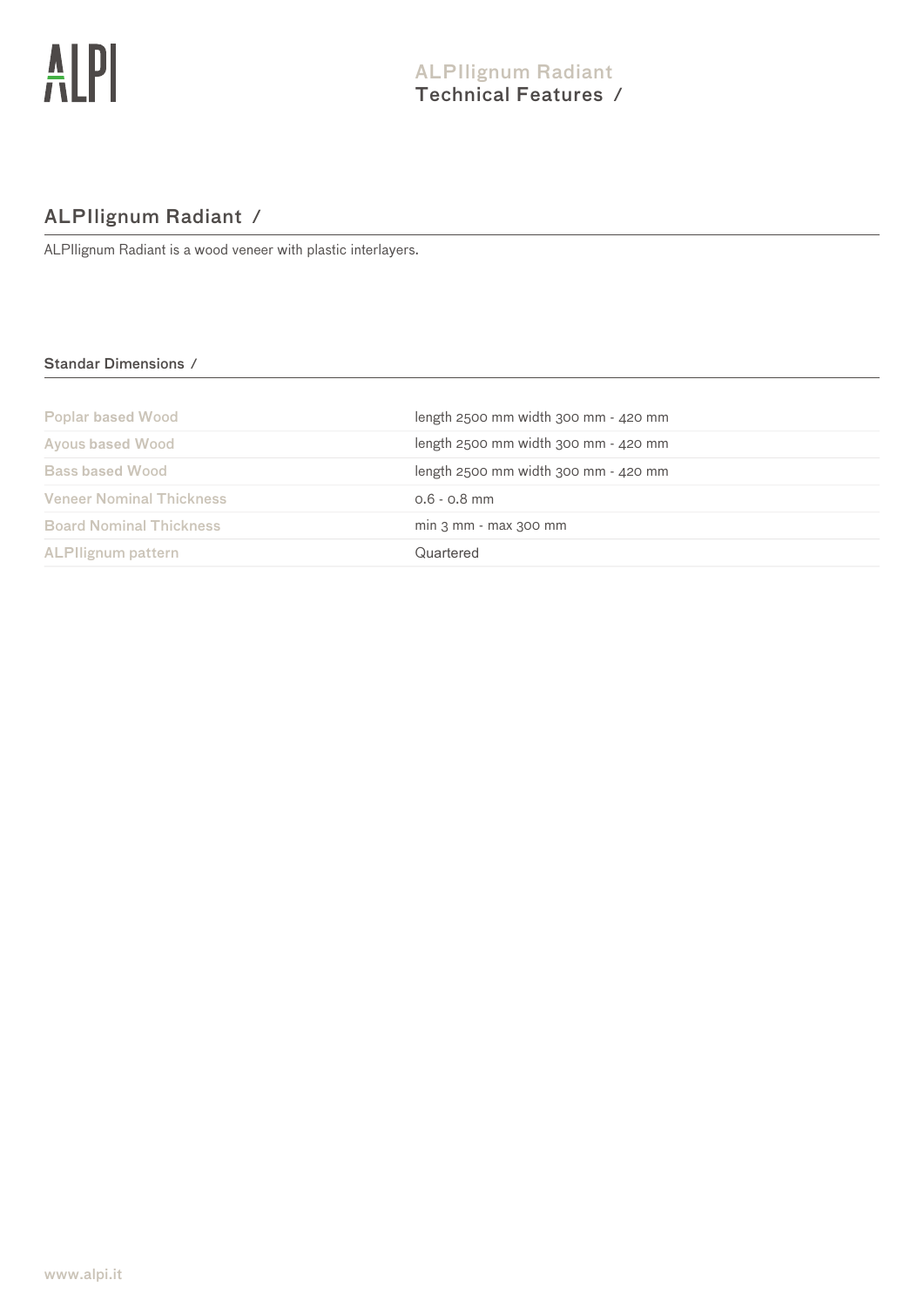# ALPIlignum Radiant
## Technical Features /

## ALPIlignum Radiant /

ALPIlignum Radiant is a wood veneer with plastic interlayers.

### Standar Dimensions /

| | |
|---|---|
| Poplar based Wood | length 2500 mm width 300 mm - 420 mm |
| Ayous based Wood | length 2500 mm width 300 mm - 420 mm |
| Bass based Wood | length 2500 mm width 300 mm - 420 mm |
| Veneer Nominal Thickness | 0.6 - 0.8 mm |
| Board Nominal Thickness | min 3 mm - max 300 mm |
| ALPIlignum pattern | Quartered |

www.alpi.it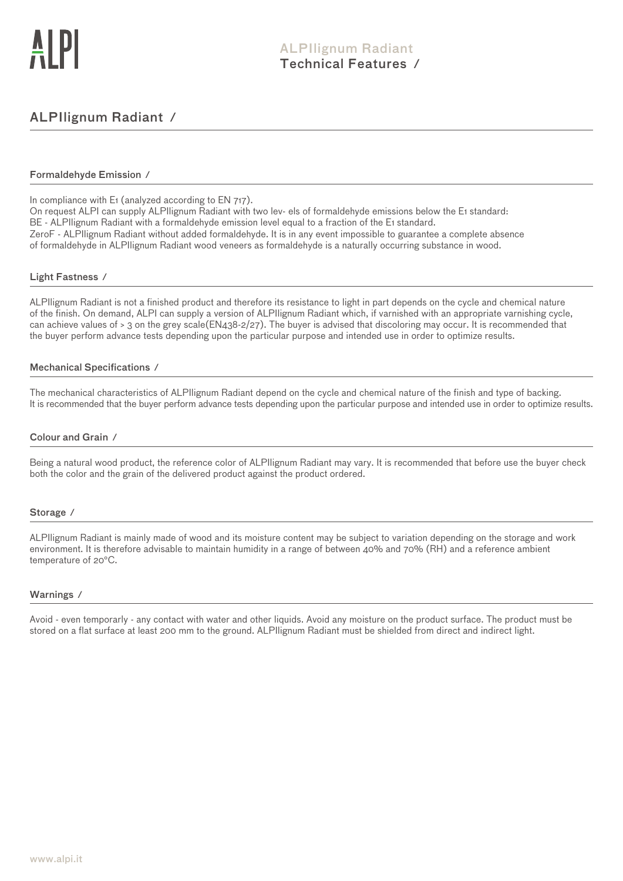# ALPIlignum Radiant /

## Formaldehyde Emission /

In compliance with E1 (analyzed according to EN 717).
On request ALPI can supply ALPIlignum Radiant with two lev- els of formaldehyde emissions below the E1 standard:
BE - ALPIlignum Radiant with a formaldehyde emission level equal to a fraction of the E1 standard.
ZeroF - ALPIlignum Radiant without added formaldehyde. It is in any event impossible to guarantee a complete absence of formaldehyde in ALPIlignum Radiant wood veneers as formaldehyde is a naturally occurring substance in wood.

## Light Fastness /

ALPIlignum Radiant is not a finished product and therefore its resistance to light in part depends on the cycle and chemical nature of the finish. On demand, ALPI can supply a version of ALPIlignum Radiant which, if varnished with an appropriate varnishing cycle, can achieve values of > 3 on the grey scale(EN438-2/27). The buyer is advised that discoloring may occur. It is recommended that the buyer perform advance tests depending upon the particular purpose and intended use in order to optimize results.

## Mechanical Specifications /

The mechanical characteristics of ALPIlignum Radiant depend on the cycle and chemical nature of the finish and type of backing. It is recommended that the buyer perform advance tests depending upon the particular purpose and intended use in order to optimize results.

## Colour and Grain /

Being a natural wood product, the reference color of ALPIlignum Radiant may vary. It is recommended that before use the buyer check both the color and the grain of the delivered product against the product ordered.

## Storage /

ALPIlignum Radiant is mainly made of wood and its moisture content may be subject to variation depending on the storage and work environment. It is therefore advisable to maintain humidity in a range of between 40% and 70% (RH) and a reference ambient temperature of 20°C.

## Warnings /

Avoid - even temporarly - any contact with water and other liquids. Avoid any moisture on the product surface. The product must be stored on a flat surface at least 200 mm to the ground. ALPIlignum Radiant must be shielded from direct and indirect light.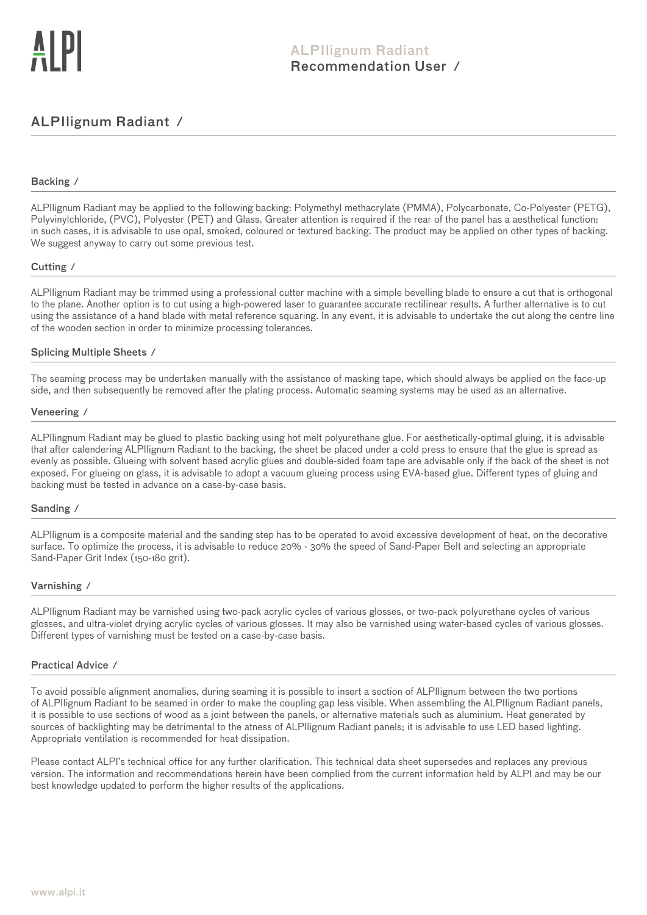# ALPIlignum Radiant /

## Backing /

ALPIlignum Radiant may be applied to the following backing: Polymethyl methacrylate (PMMA), Polycarbonate, Co-Polyester (PETG), Polyvinylchloride, (PVC), Polyester (PET) and Glass. Greater attention is required if the rear of the panel has a aesthetical function: in such cases, it is advisable to use opal, smoked, coloured or textured backing. The product may be applied on other types of backing. We suggest anyway to carry out some previous test.

## Cutting /

ALPIlignum Radiant may be trimmed using a professional cutter machine with a simple bevelling blade to ensure a cut that is orthogonal to the plane. Another option is to cut using a high-powered laser to guarantee accurate rectilinear results. A further alternative is to cut using the assistance of a hand blade with metal reference squaring. In any event, it is advisable to undertake the cut along the centre line of the wooden section in order to minimize processing tolerances.

## Splicing Multiple Sheets /

The seaming process may be undertaken manually with the assistance of masking tape, which should always be applied on the face-up side, and then subsequently be removed after the plating process. Automatic seaming systems may be used as an alternative.

## Veneering /

ALPIlingnum Radiant may be glued to plastic backing using hot melt polyurethane glue. For aesthetically-optimal gluing, it is advisable that after calendering ALPIlignum Radiant to the backing, the sheet be placed under a cold press to ensure that the glue is spread as evenly as possible. Glueing with solvent based acrylic glues and double-sided foam tape are advisable only if the back of the sheet is not exposed. For glueing on glass, it is advisable to adopt a vacuum glueing process using EVA-based glue. Different types of gluing and backing must be tested in advance on a case-by-case basis.

## Sanding /

ALPIlignum is a composite material and the sanding step has to be operated to avoid excessive development of heat, on the decorative surface. To optimize the process, it is advisable to reduce 20% - 30% the speed of Sand-Paper Belt and selecting an appropriate Sand-Paper Grit Index (150-180 grit).

## Varnishing /

ALPIlignum Radiant may be varnished using two-pack acrylic cycles of various glosses, or two-pack polyurethane cycles of various glosses, and ultra-violet drying acrylic cycles of various glosses. It may also be varnished using water-based cycles of various glosses. Different types of varnishing must be tested on a case-by-case basis.

## Practical Advice /

To avoid possible alignment anomalies, during seaming it is possible to insert a section of ALPIlignum between the two portions of ALPIlignum Radiant to be seamed in order to make the coupling gap less visible. When assembling the ALPIlignum Radiant panels, it is possible to use sections of wood as a joint between the panels, or alternative materials such as aluminium. Heat generated by sources of backlighting may be detrimental to the atness of ALPIlignum Radiant panels; it is advisable to use LED based lighting. Appropriate ventilation is recommended for heat dissipation.

Please contact ALPI's technical office for any further clarification. This technical data sheet supersedes and replaces any previous version. The information and recommendations herein have been complied from the current information held by ALPI and may be our best knowledge updated to perform the higher results of the applications.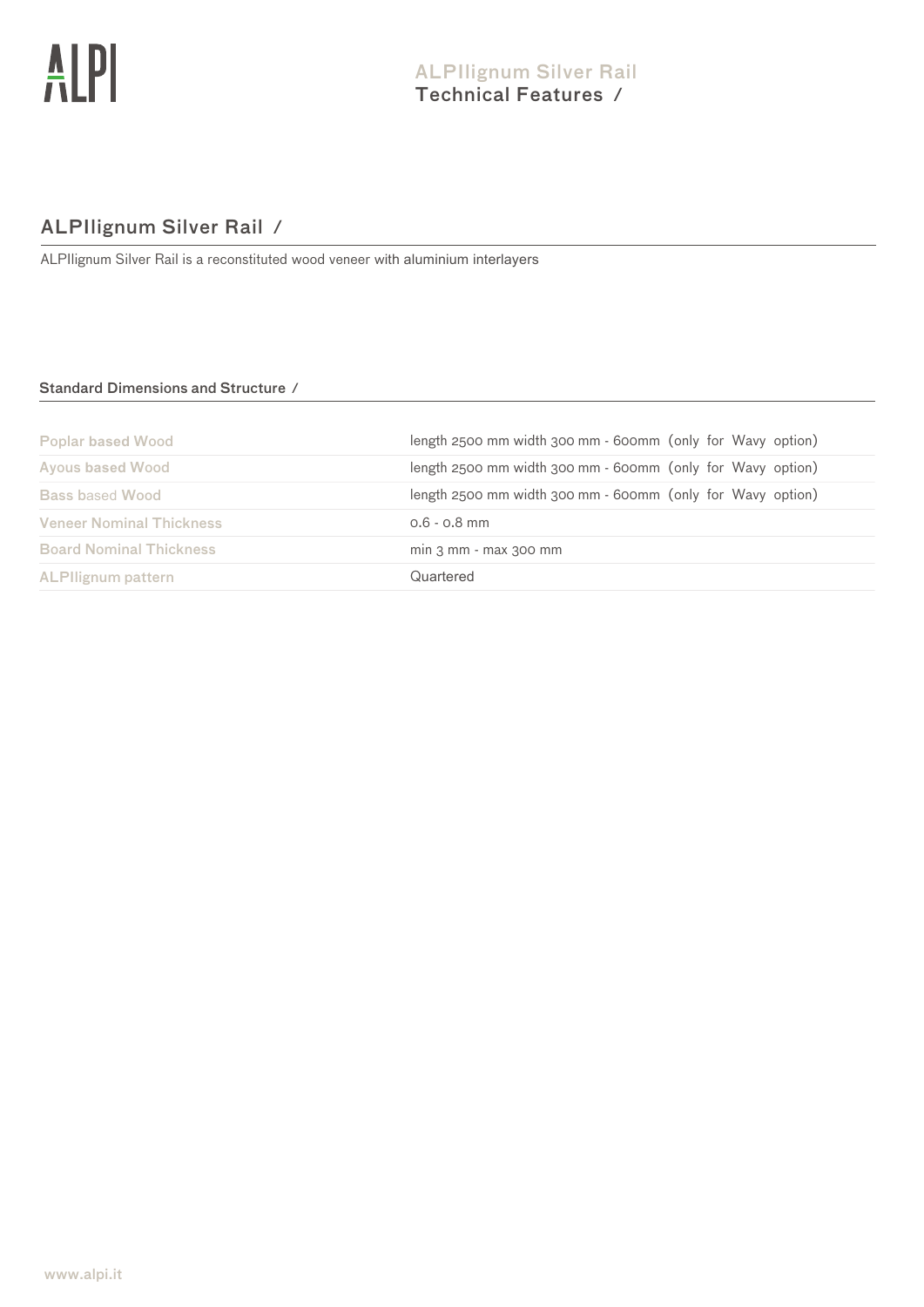# ALPIlignum Silver Rail

Technical Features /

## ALPIlignum Silver Rail /

ALPIlignum Silver Rail is a reconstituted wood veneer with aluminium interlayers

### Standard Dimensions and Structure /

| | |
|---|---|
| Poplar based Wood | length 2500 mm width 300 mm - 600mm (only for Wavy option) |
| Ayous based Wood | length 2500 mm width 300 mm - 600mm (only for Wavy option) |
| Bass based Wood | length 2500 mm width 300 mm - 600mm (only for Wavy option) |
| Veneer Nominal Thickness | 0.6 - 0.8 mm |
| Board Nominal Thickness | min 3 mm - max 300 mm |
| ALPIlignum pattern | Quartered |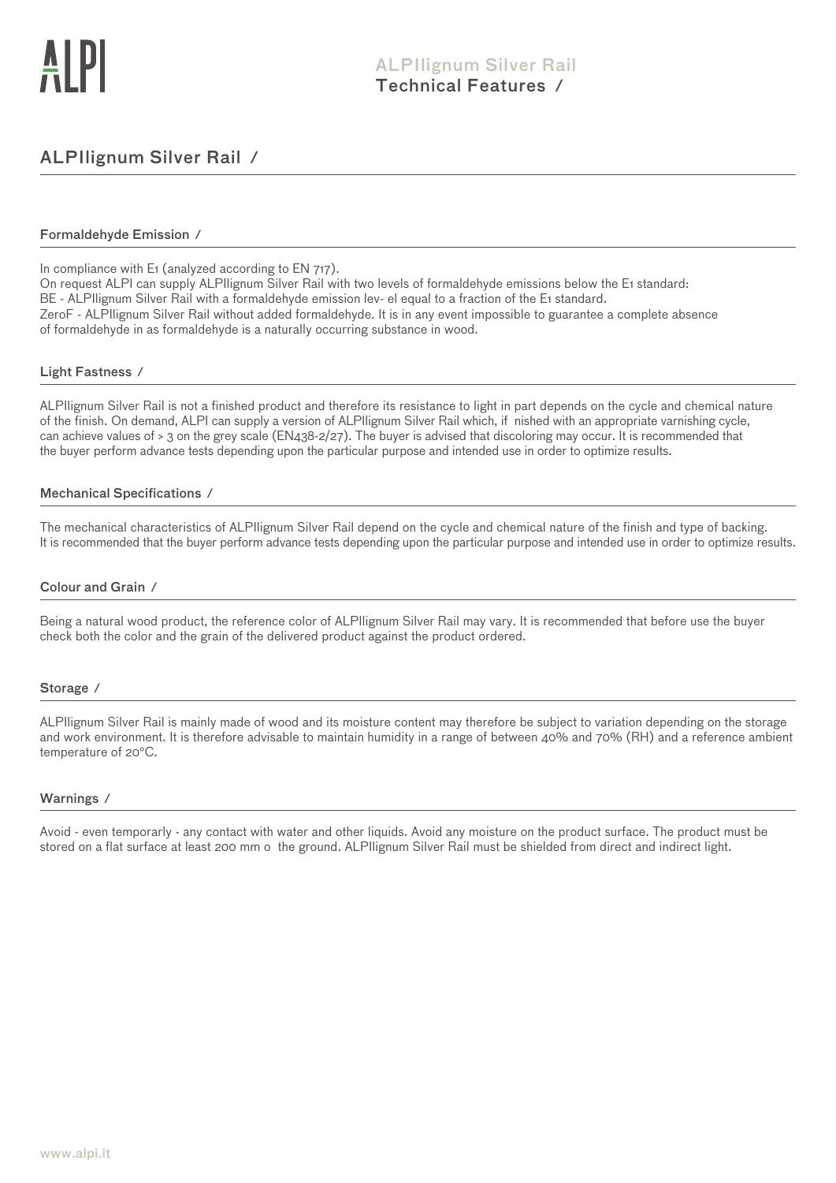# ALPIlignum Silver Rail

## Technical Features /

## ALPIlignum Silver Rail /

### Formaldehyde Emission /

In compliance with E1 (analyzed according to EN 717).
On request ALPI can supply ALPIlignum Silver Rail with two levels of formaldehyde emissions below the E1 standard:
BE - ALPIlignum Silver Rail with a formaldehyde emission lev- el equal to a fraction of the E1 standard.
ZeroF - ALPIlignum Silver Rail without added formaldehyde. It is in any event impossible to guarantee a complete absence of formaldehyde in as formaldehyde is a naturally occurring substance in wood.

### Light Fastness /

ALPIlignum Silver Rail is not a finished product and therefore its resistance to light in part depends on the cycle and chemical nature of the finish. On demand, ALPI can supply a version of ALPIlignum Silver Rail which, if nished with an appropriate varnishing cycle, can achieve values of > 3 on the grey scale (EN438-2/27). The buyer is advised that discoloring may occur. It is recommended that the buyer perform advance tests depending upon the particular purpose and intended use in order to optimize results.

### Mechanical Specifications /

The mechanical characteristics of ALPIlignum Silver Rail depend on the cycle and chemical nature of the finish and type of backing. It is recommended that the buyer perform advance tests depending upon the particular purpose and intended use in order to optimize results.

### Colour and Grain /

Being a natural wood product, the reference color of ALPIlignum Silver Rail may vary. It is recommended that before use the buyer check both the color and the grain of the delivered product against the product ordered.

### Storage /

ALPIlignum Silver Rail is mainly made of wood and its moisture content may therefore be subject to variation depending on the storage and work environment. It is therefore advisable to maintain humidity in a range of between 40% and 70% (RH) and a reference ambient temperature of 20°C.

### Warnings /

Avoid - even temporarly - any contact with water and other liquids. Avoid any moisture on the product surface. The product must be stored on a flat surface at least 200 mm o the ground. ALPIlignum Silver Rail must be shielded from direct and indirect light.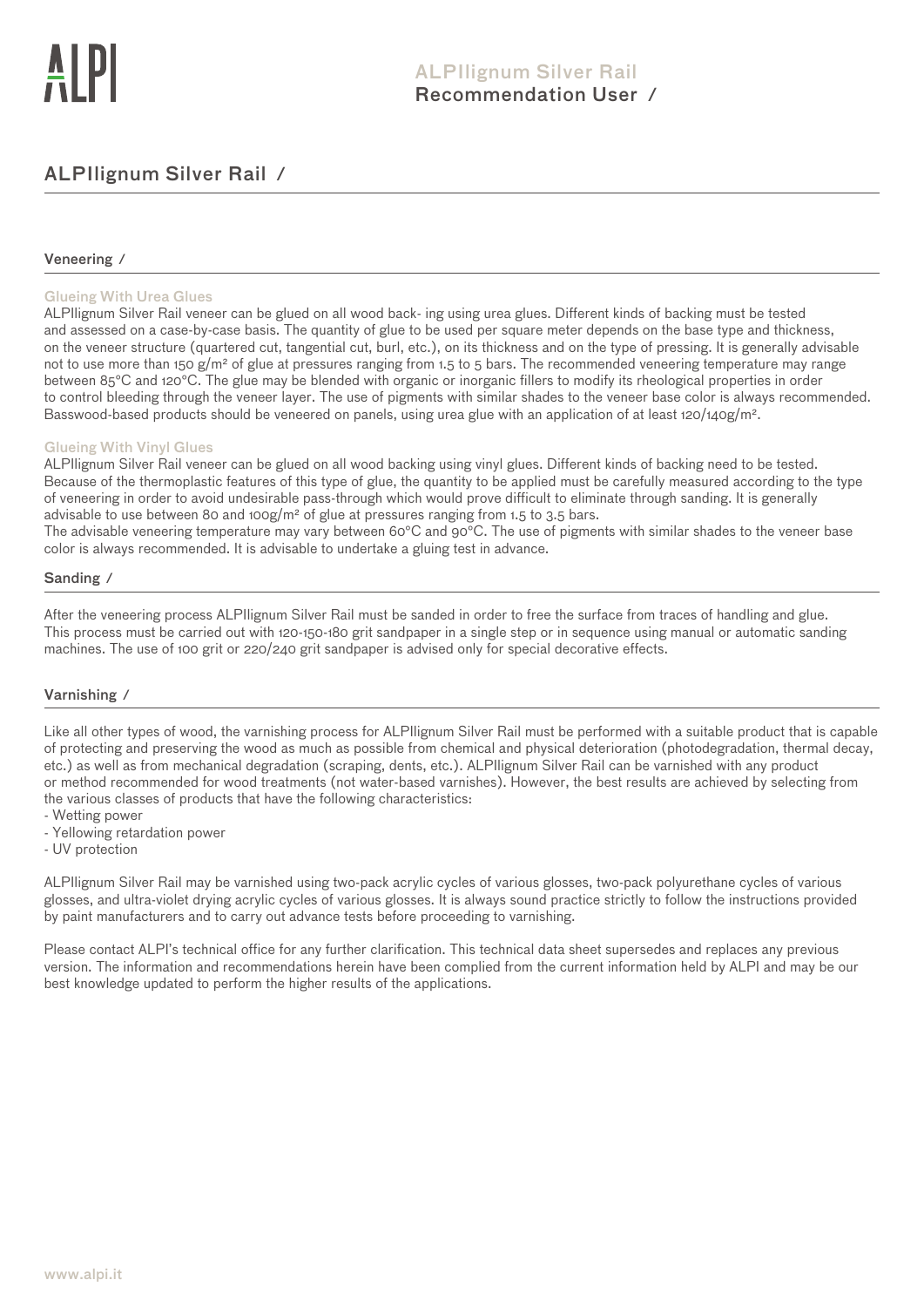# ALPIlignum Silver Rail
## Recommendation User /

## ALPIlignum Silver Rail /

### Veneering /

#### Glueing With Urea Glues

ALPIlignum Silver Rail veneer can be glued on all wood back- ing using urea glues. Different kinds of backing must be tested and assessed on a case-by-case basis. The quantity of glue to be used per square meter depends on the base type and thickness, on the veneer structure (quartered cut, tangential cut, burl, etc.), on its thickness and on the type of pressing. It is generally advisable not to use more than 150 g/m² of glue at pressures ranging from 1.5 to 5 bars. The recommended veneering temperature may range between 85°C and 120°C. The glue may be blended with organic or inorganic fillers to modify its rheological properties in order to control bleeding through the veneer layer. The use of pigments with similar shades to the veneer base color is always recommended. Basswood-based products should be veneered on panels, using urea glue with an application of at least 120/140g/m².

#### Glueing With Vinyl Glues

ALPIlignum Silver Rail veneer can be glued on all wood backing using vinyl glues. Different kinds of backing need to be tested. Because of the thermoplastic features of this type of glue, the quantity to be applied must be carefully measured according to the type of veneering in order to avoid undesirable pass-through which would prove difficult to eliminate through sanding. It is generally advisable to use between 80 and 100g/m² of glue at pressures ranging from 1.5 to 3.5 bars.
The advisable veneering temperature may vary between 60°C and 90°C. The use of pigments with similar shades to the veneer base color is always recommended. It is advisable to undertake a gluing test in advance.

### Sanding /

After the veneering process ALPIlignum Silver Rail must be sanded in order to free the surface from traces of handling and glue. This process must be carried out with 120-150-180 grit sandpaper in a single step or in sequence using manual or automatic sanding machines. The use of 100 grit or 220/240 grit sandpaper is advised only for special decorative effects.

### Varnishing /

Like all other types of wood, the varnishing process for ALPIlignum Silver Rail must be performed with a suitable product that is capable of protecting and preserving the wood as much as possible from chemical and physical deterioration (photodegradation, thermal decay, etc.) as well as from mechanical degradation (scraping, dents, etc.). ALPIlignum Silver Rail can be varnished with any product or method recommended for wood treatments (not water-based varnishes). However, the best results are achieved by selecting from the various classes of products that have the following characteristics:

- Wetting power
- Yellowing retardation power
- UV protection

ALPIlignum Silver Rail may be varnished using two-pack acrylic cycles of various glosses, two-pack polyurethane cycles of various glosses, and ultra-violet drying acrylic cycles of various glosses. It is always sound practice strictly to follow the instructions provided by paint manufacturers and to carry out advance tests before proceeding to varnishing.

Please contact ALPI's technical office for any further clarification. This technical data sheet supersedes and replaces any previous version. The information and recommendations herein have been complied from the current information held by ALPI and may be our best knowledge updated to perform the higher results of the applications.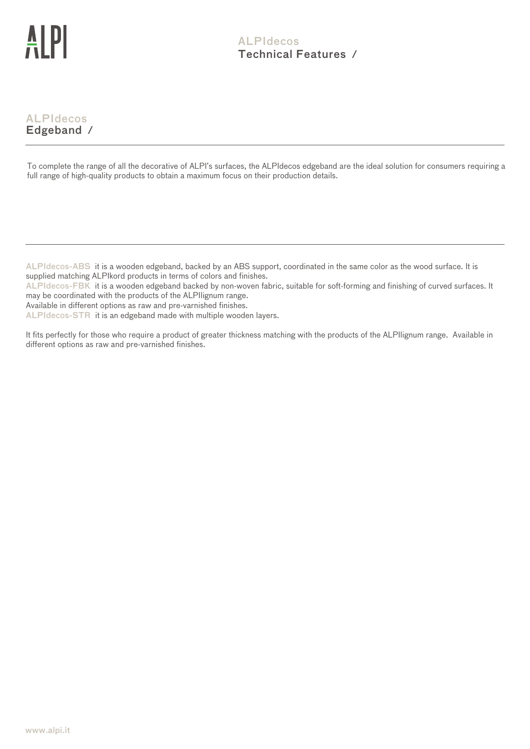## ALPIdecos
## Edgeband /

To complete the range of all the decorative of ALPI's surfaces, the ALPIdecos edgeband are the ideal solution for consumers requiring a full range of high-quality products to obtain a maximum focus on their production details.

**ALPIdecos-ABS** it is a wooden edgeband, backed by an ABS support, coordinated in the same color as the wood surface. It is supplied matching ALPIkord products in terms of colors and finishes.
**ALPIdecos-FBK** it is a wooden edgeband backed by non-woven fabric, suitable for soft-forming and finishing of curved surfaces. It may be coordinated with the products of the ALPIlignum range.
Available in different options as raw and pre-varnished finishes.
**ALPIdecos-STR** it is an edgeband made with multiple wooden layers.

It fits perfectly for those who require a product of greater thickness matching with the products of the ALPIlignum range. Available in different options as raw and pre-varnished finishes.